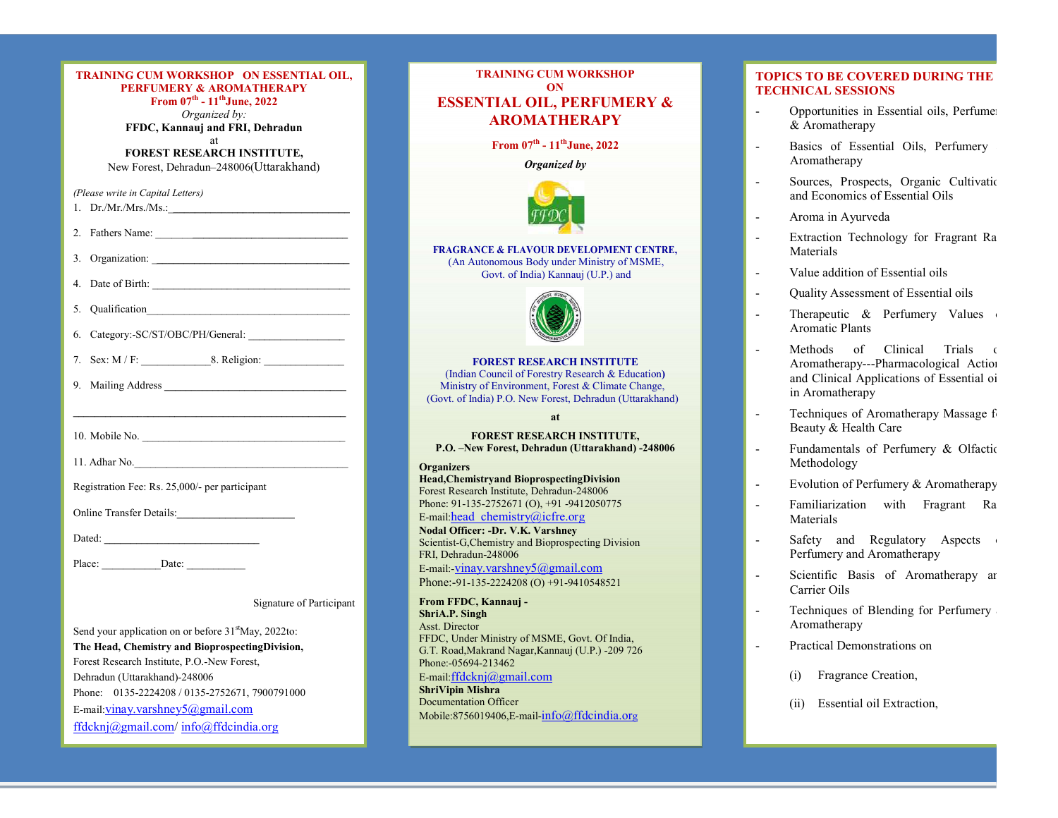# TRAINING CUM WORKSHOP ON ESSENTIAL OIL, PERFUMERY & AROMATHERAPY

**From 07th - 11th June, 2022**

*Organized by:*

**FFDC, Kannauj and FRI, Dehradun**

at

**FOREST RESEARCH INSTITUTE,**

New Forest, Dehradun–248006(Uttarakhand)

*(Please write in Capital Letters)*

1. Dr./Mr./Mrs./Ms.:________________________________
2. Fathers Name: ________________________________
3. Organization: ________________________________
4. Date of Birth: ________________________________
5. Qualification________________________________
6. Category:-SC/ST/OBC/PH/General: _________________
7. Sex: M / F: _____________ 8. Religion: ______________
9. Mailing Address ________________________________

________________________________________________

10. Mobile No. ________________________________

11. Adhar No.________________________________

Registration Fee: Rs. 25,000/- per participant

Online Transfer Details:_____________________

Dated: ____________________________

Place: ___________Date: ___________

Signature of Participant

Send your application on or before 31st May, 2022to:

**The Head, Chemistry and BioprospectingDivision,**

Forest Research Institute, P.O.-New Forest,

Dehradun (Uttarakhand)-248006

Phone: 0135-2224208 / 0135-2752671, 7900791000

E-mail:vinay.varshney5@gmail.com

ffdcknj@gmail.com/ info@ffdcindia.org

# TRAINING CUM WORKSHOP ON

# ESSENTIAL OIL, PERFUMERY & AROMATHERAPY

**From 07th - 11th June, 2022**

***Organized by***

**FRAGRANCE & FLAVOUR DEVELOPMENT CENTRE,**

(An Autonomous Body under Ministry of MSME, Govt. of India) Kannauj (U.P.) and

**FOREST RESEARCH INSTITUTE**

(Indian Council of Forestry Research & Education)

Ministry of Environment, Forest & Climate Change,

(Govt. of India) P.O. New Forest, Dehradun (Uttarakhand)

**at**

**FOREST RESEARCH INSTITUTE,**

**P.O. –New Forest, Dehradun (Uttarakhand) -248006**

**Organizers**

**Head,Chemistryand BioprospectingDivision**

Forest Research Institute, Dehradun-248006

Phone: 91-135-2752671 (O), +91 -9412050775

E-mail:head_chemistry@icfre.org

**Nodal Officer: -Dr. V.K. Varshney**

Scientist-G,Chemistry and Bioprospecting Division

FRI, Dehradun-248006

E-mail:-vinay.varshney5@gmail.com

Phone:-91-135-2224208 (O) +91-9410548521

**From FFDC, Kannauj -**

**ShriA.P. Singh**

Asst. Director

FFDC, Under Ministry of MSME, Govt. Of India,

G.T. Road,Makrand Nagar,Kannauj (U.P.) -209 726

Phone:-05694-213462

E-mail:ffdcknj@gmail.com

**ShriVipin Mishra**

Documentation Officer

Mobile:8756019406,E-mail-info@ffdcindia.org

# TOPICS TO BE COVERED DURING THE TECHNICAL SESSIONS

- Opportunities in Essential oils, Perfume & Aromatherapy
- Basics of Essential Oils, Perfumery Aromatherapy
- Sources, Prospects, Organic Cultivatic and Economics of Essential Oils
- Aroma in Ayurveda
- Extraction Technology for Fragrant Ra Materials
- Value addition of Essential oils
- Quality Assessment of Essential oils
- Therapeutic & Perfumery Values Aromatic Plants
- Methods of Clinical Trials Aromatherapy---Pharmacological Actior and Clinical Applications of Essential oi in Aromatherapy
- Techniques of Aromatherapy Massage f Beauty & Health Care
- Fundamentals of Perfumery & Olfactic Methodology
- Evolution of Perfumery & Aromatherapy
- Familiarization with Fragrant Ra Materials
- Safety and Regulatory Aspects Perfumery and Aromatherapy
- Scientific Basis of Aromatherapy ar Carrier Oils
- Techniques of Blending for Perfumery Aromatherapy
- Practical Demonstrations on
  - (i) Fragrance Creation,
  - (ii) Essential oil Extraction,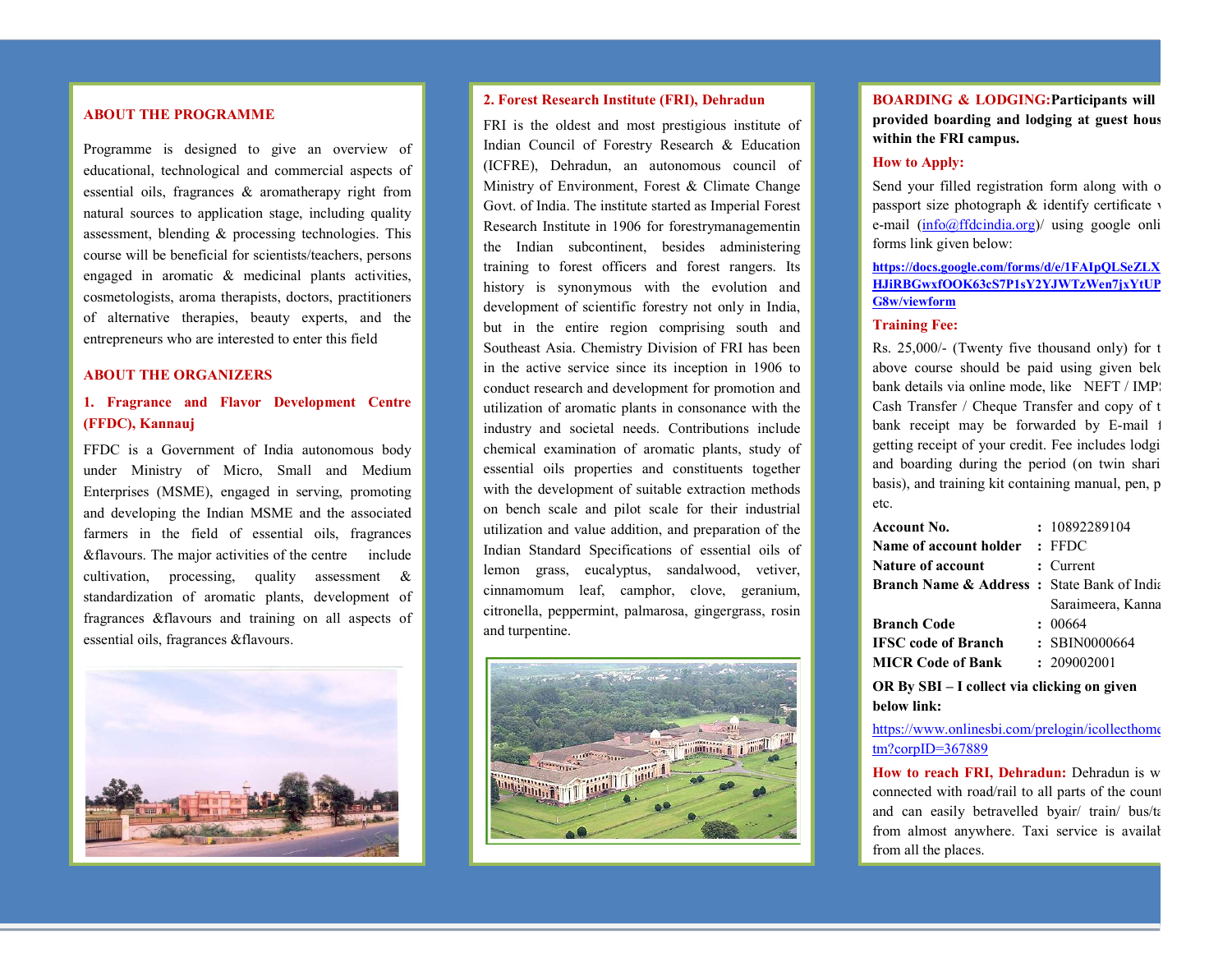## ABOUT THE PROGRAMME

Programme is designed to give an overview of educational, technological and commercial aspects of essential oils, fragrances & aromatherapy right from natural sources to application stage, including quality assessment, blending & processing technologies. This course will be beneficial for scientists/teachers, persons engaged in aromatic & medicinal plants activities, cosmetologists, aroma therapists, doctors, practitioners of alternative therapies, beauty experts, and the entrepreneurs who are interested to enter this field

## ABOUT THE ORGANIZERS

### 1. Fragrance and Flavor Development Centre (FFDC), Kannauj

FFDC is a Government of India autonomous body under Ministry of Micro, Small and Medium Enterprises (MSME), engaged in serving, promoting and developing the Indian MSME and the associated farmers in the field of essential oils, fragrances &flavours. The major activities of the centre include cultivation, processing, quality assessment & standardization of aromatic plants, development of fragrances &flavours and training on all aspects of essential oils, fragrances &flavours.

### 2. Forest Research Institute (FRI), Dehradun

FRI is the oldest and most prestigious institute of Indian Council of Forestry Research & Education (ICFRE), Dehradun, an autonomous council of Ministry of Environment, Forest & Climate Change Govt. of India. The institute started as Imperial Forest Research Institute in 1906 for forestrymanagementin the Indian subcontinent, besides administering training to forest officers and forest rangers. Its history is synonymous with the evolution and development of scientific forestry not only in India, but in the entire region comprising south and Southeast Asia. Chemistry Division of FRI has been in the active service since its inception in 1906 to conduct research and development for promotion and utilization of aromatic plants in consonance with the industry and societal needs. Contributions include chemical examination of aromatic plants, study of essential oils properties and constituents together with the development of suitable extraction methods on bench scale and pilot scale for their industrial utilization and value addition, and preparation of the Indian Standard Specifications of essential oils of lemon grass, eucalyptus, sandalwood, vetiver, cinnamomum leaf, camphor, clove, geranium, citronella, peppermint, palmarosa, gingergrass, rosin and turpentine.

**BOARDING & LODGING:** **Participants will provided boarding and lodging at guest hous within the FRI campus.**

**How to Apply:**

Send your filled registration form along with o passport size photograph & identify certificate v e-mail (info@ffdcindia.org)/ using google onli forms link given below:

**https://docs.google.com/forms/d/e/1FAIpQLSeZLX HJiRBGwxfOOK63cS7P1sY2YJWTzWen7jxYtUP G8w/viewform**

**Training Fee:**

Rs. 25,000/- (Twenty five thousand only) for t above course should be paid using given belo bank details via online mode, like NEFT / IMP Cash Transfer / Cheque Transfer and copy of t bank receipt may be forwarded by E-mail f getting receipt of your credit. Fee includes lodgi and boarding during the period (on twin shari basis), and training kit containing manual, pen, p etc.

| | | |
|---|---|---|
| **Account No.** | : | 10892289104 |
| **Name of account holder** | : | FFDC |
| **Nature of account** | : | Current |
| **Branch Name & Address** | : | State Bank of India Saraimeera, Kanna |
| **Branch Code** | : | 00664 |
| **IFSC code of Branch** | : | SBIN0000664 |
| **MICR Code of Bank** | : | 209002001 |

**OR By SBI – I collect via clicking on given below link:**

https://www.onlinesbi.com/prelogin/icollecthome tm?corpID=367889

**How to reach FRI, Dehradun:** Dehradun is w connected with road/rail to all parts of the count and can easily betravelled byair/ train/ bus/ta from almost anywhere. Taxi service is availab from all the places.